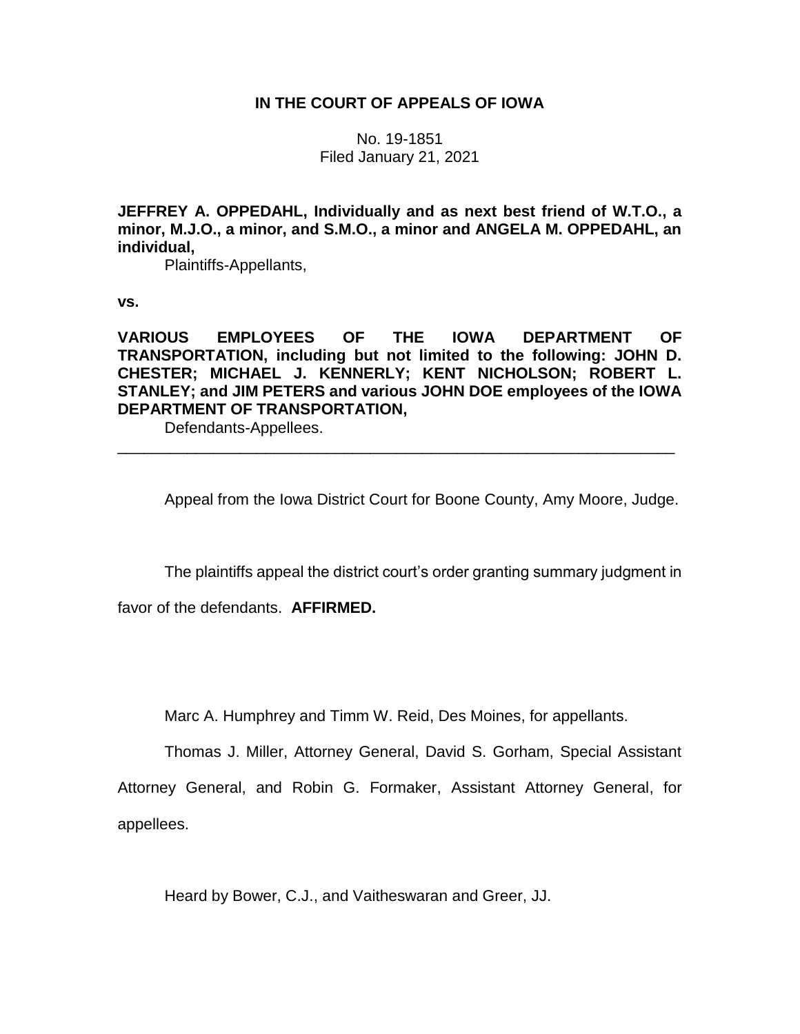**IN THE COURT OF APPEALS OF IOWA**

No. 19-1851
Filed January 21, 2021

**JEFFREY A. OPPEDAHL, Individually and as next best friend of W.T.O., a minor, M.J.O., a minor, and S.M.O., a minor and ANGELA M. OPPEDAHL, an individual,**
Plaintiffs-Appellants,

**vs.**

**VARIOUS EMPLOYEES OF THE IOWA DEPARTMENT OF TRANSPORTATION, including but not limited to the following: JOHN D. CHESTER; MICHAEL J. KENNERLY; KENT NICHOLSON; ROBERT L. STANLEY; and JIM PETERS and various JOHN DOE employees of the IOWA DEPARTMENT OF TRANSPORTATION,**
Defendants-Appellees.

---

Appeal from the Iowa District Court for Boone County, Amy Moore, Judge.

The plaintiffs appeal the district court's order granting summary judgment in favor of the defendants. **AFFIRMED.**

Marc A. Humphrey and Timm W. Reid, Des Moines, for appellants.

Thomas J. Miller, Attorney General, David S. Gorham, Special Assistant Attorney General, and Robin G. Formaker, Assistant Attorney General, for appellees.

Heard by Bower, C.J., and Vaitheswaran and Greer, JJ.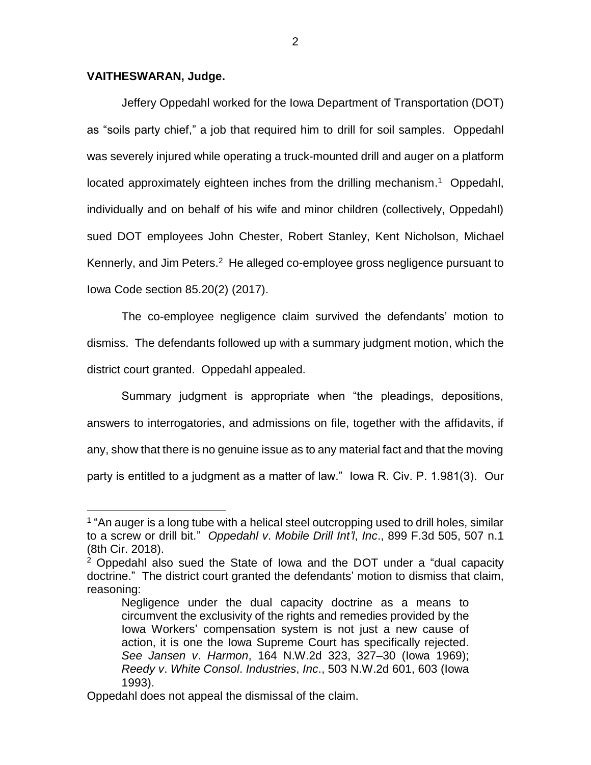**VAITHESWARAN, Judge.**

Jeffery Oppedahl worked for the Iowa Department of Transportation (DOT) as "soils party chief," a job that required him to drill for soil samples. Oppedahl was severely injured while operating a truck-mounted drill and auger on a platform located approximately eighteen inches from the drilling mechanism.[1] Oppedahl, individually and on behalf of his wife and minor children (collectively, Oppedahl) sued DOT employees John Chester, Robert Stanley, Kent Nicholson, Michael Kennerly, and Jim Peters.[2] He alleged co-employee gross negligence pursuant to Iowa Code section 85.20(2) (2017).

The co-employee negligence claim survived the defendants' motion to dismiss. The defendants followed up with a summary judgment motion, which the district court granted. Oppedahl appealed.

Summary judgment is appropriate when "the pleadings, depositions, answers to interrogatories, and admissions on file, together with the affidavits, if any, show that there is no genuine issue as to any material fact and that the moving party is entitled to a judgment as a matter of law." Iowa R. Civ. P. 1.981(3). Our

---

[1] "An auger is a long tube with a helical steel outcropping used to drill holes, similar to a screw or drill bit." *Oppedahl v. Mobile Drill Int'l, Inc.*, 899 F.3d 505, 507 n.1 (8th Cir. 2018).

[2] Oppedahl also sued the State of Iowa and the DOT under a "dual capacity doctrine." The district court granted the defendants' motion to dismiss that claim, reasoning:

> Negligence under the dual capacity doctrine as a means to circumvent the exclusivity of the rights and remedies provided by the Iowa Workers' compensation system is not just a new cause of action, it is one the Iowa Supreme Court has specifically rejected. *See Jansen v. Harmon*, 164 N.W.2d 323, 327–30 (Iowa 1969); *Reedy v. White Consol. Industries, Inc.*, 503 N.W.2d 601, 603 (Iowa 1993).

Oppedahl does not appeal the dismissal of the claim.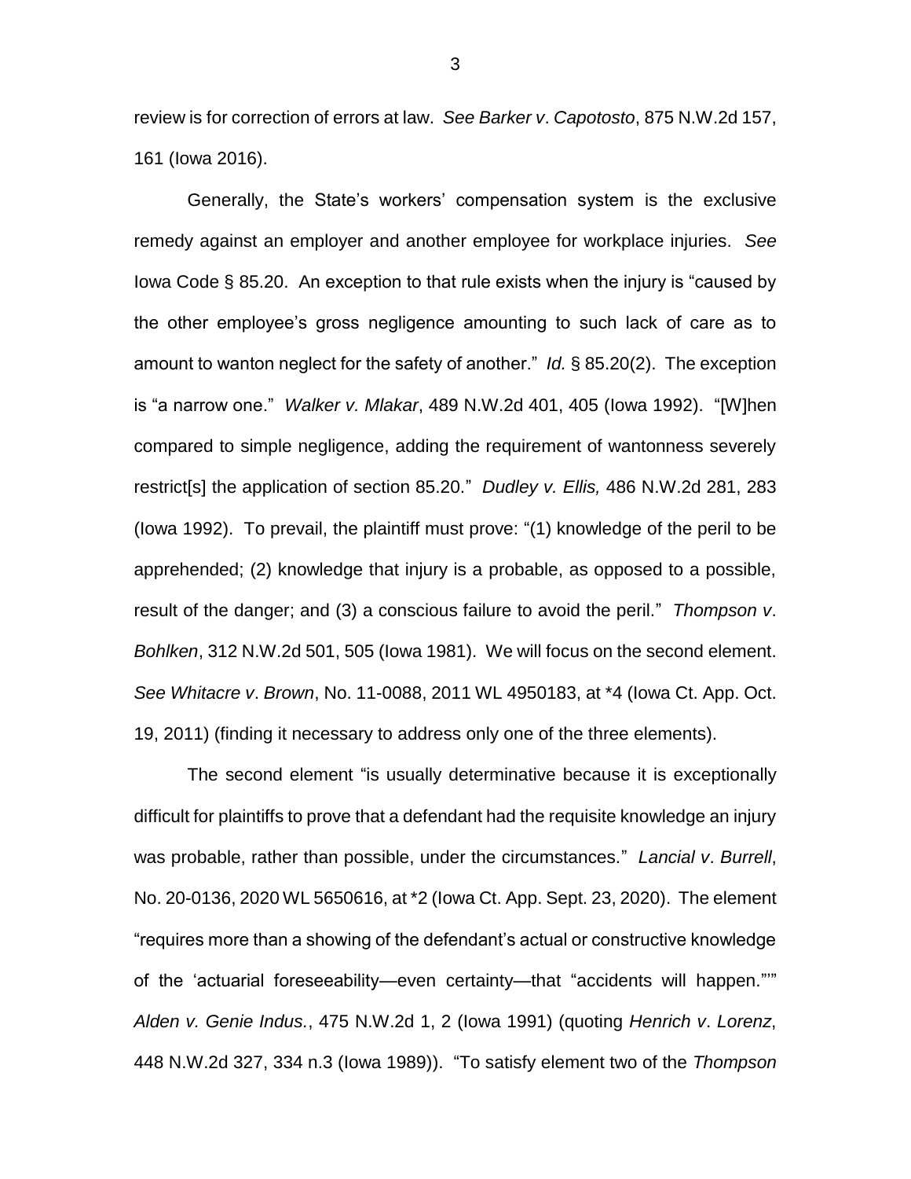review is for correction of errors at law. *See Barker v. Capotosto*, 875 N.W.2d 157, 161 (Iowa 2016).

Generally, the State's workers' compensation system is the exclusive remedy against an employer and another employee for workplace injuries. *See* Iowa Code § 85.20. An exception to that rule exists when the injury is "caused by the other employee's gross negligence amounting to such lack of care as to amount to wanton neglect for the safety of another." *Id.* § 85.20(2). The exception is "a narrow one." *Walker v. Mlakar*, 489 N.W.2d 401, 405 (Iowa 1992). "[W]hen compared to simple negligence, adding the requirement of wantonness severely restrict[s] the application of section 85.20." *Dudley v. Ellis,* 486 N.W.2d 281, 283 (Iowa 1992). To prevail, the plaintiff must prove: "(1) knowledge of the peril to be apprehended; (2) knowledge that injury is a probable, as opposed to a possible, result of the danger; and (3) a conscious failure to avoid the peril." *Thompson v. Bohlken*, 312 N.W.2d 501, 505 (Iowa 1981). We will focus on the second element. *See Whitacre v. Brown*, No. 11-0088, 2011 WL 4950183, at *4 (Iowa Ct. App. Oct. 19, 2011) (finding it necessary to address only one of the three elements).

The second element "is usually determinative because it is exceptionally difficult for plaintiffs to prove that a defendant had the requisite knowledge an injury was probable, rather than possible, under the circumstances." *Lancial v. Burrell*, No. 20-0136, 2020 WL 5650616, at *2 (Iowa Ct. App. Sept. 23, 2020). The element "requires more than a showing of the defendant's actual or constructive knowledge of the 'actuarial foreseeability—even certainty—that "accidents will happen."'" *Alden v. Genie Indus.*, 475 N.W.2d 1, 2 (Iowa 1991) (quoting *Henrich v. Lorenz*, 448 N.W.2d 327, 334 n.3 (Iowa 1989)). "To satisfy element two of the *Thompson*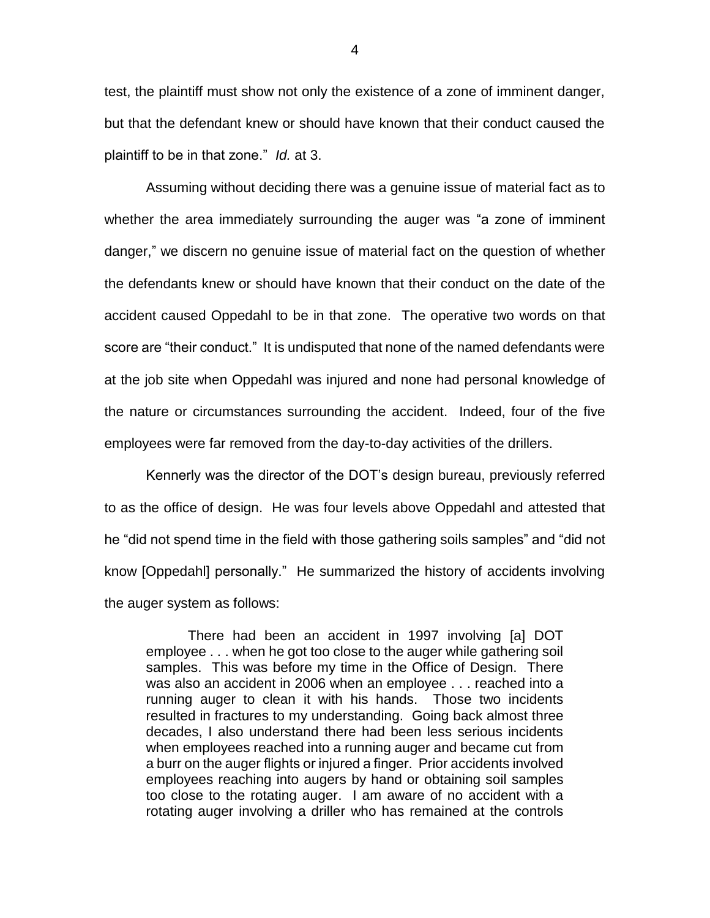test, the plaintiff must show not only the existence of a zone of imminent danger, but that the defendant knew or should have known that their conduct caused the plaintiff to be in that zone." *Id.* at 3.

Assuming without deciding there was a genuine issue of material fact as to whether the area immediately surrounding the auger was "a zone of imminent danger," we discern no genuine issue of material fact on the question of whether the defendants knew or should have known that their conduct on the date of the accident caused Oppedahl to be in that zone. The operative two words on that score are "their conduct." It is undisputed that none of the named defendants were at the job site when Oppedahl was injured and none had personal knowledge of the nature or circumstances surrounding the accident. Indeed, four of the five employees were far removed from the day-to-day activities of the drillers.

Kennerly was the director of the DOT's design bureau, previously referred to as the office of design. He was four levels above Oppedahl and attested that he "did not spend time in the field with those gathering soils samples" and "did not know [Oppedahl] personally." He summarized the history of accidents involving the auger system as follows:

> There had been an accident in 1997 involving [a] DOT employee . . . when he got too close to the auger while gathering soil samples. This was before my time in the Office of Design. There was also an accident in 2006 when an employee . . . reached into a running auger to clean it with his hands. Those two incidents resulted in fractures to my understanding. Going back almost three decades, I also understand there had been less serious incidents when employees reached into a running auger and became cut from a burr on the auger flights or injured a finger. Prior accidents involved employees reaching into augers by hand or obtaining soil samples too close to the rotating auger. I am aware of no accident with a rotating auger involving a driller who has remained at the controls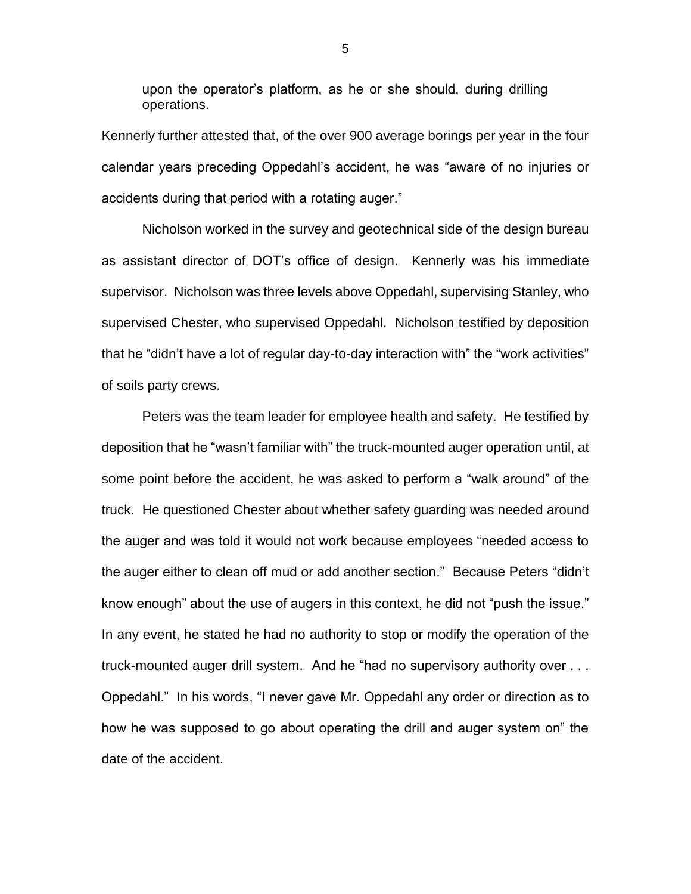> upon the operator's platform, as he or she should, during drilling operations.

Kennerly further attested that, of the over 900 average borings per year in the four calendar years preceding Oppedahl's accident, he was "aware of no injuries or accidents during that period with a rotating auger."

Nicholson worked in the survey and geotechnical side of the design bureau as assistant director of DOT's office of design. Kennerly was his immediate supervisor. Nicholson was three levels above Oppedahl, supervising Stanley, who supervised Chester, who supervised Oppedahl. Nicholson testified by deposition that he "didn't have a lot of regular day-to-day interaction with" the "work activities" of soils party crews.

Peters was the team leader for employee health and safety. He testified by deposition that he "wasn't familiar with" the truck-mounted auger operation until, at some point before the accident, he was asked to perform a "walk around" of the truck. He questioned Chester about whether safety guarding was needed around the auger and was told it would not work because employees "needed access to the auger either to clean off mud or add another section." Because Peters "didn't know enough" about the use of augers in this context, he did not "push the issue." In any event, he stated he had no authority to stop or modify the operation of the truck-mounted auger drill system. And he "had no supervisory authority over . . . Oppedahl." In his words, "I never gave Mr. Oppedahl any order or direction as to how he was supposed to go about operating the drill and auger system on" the date of the accident.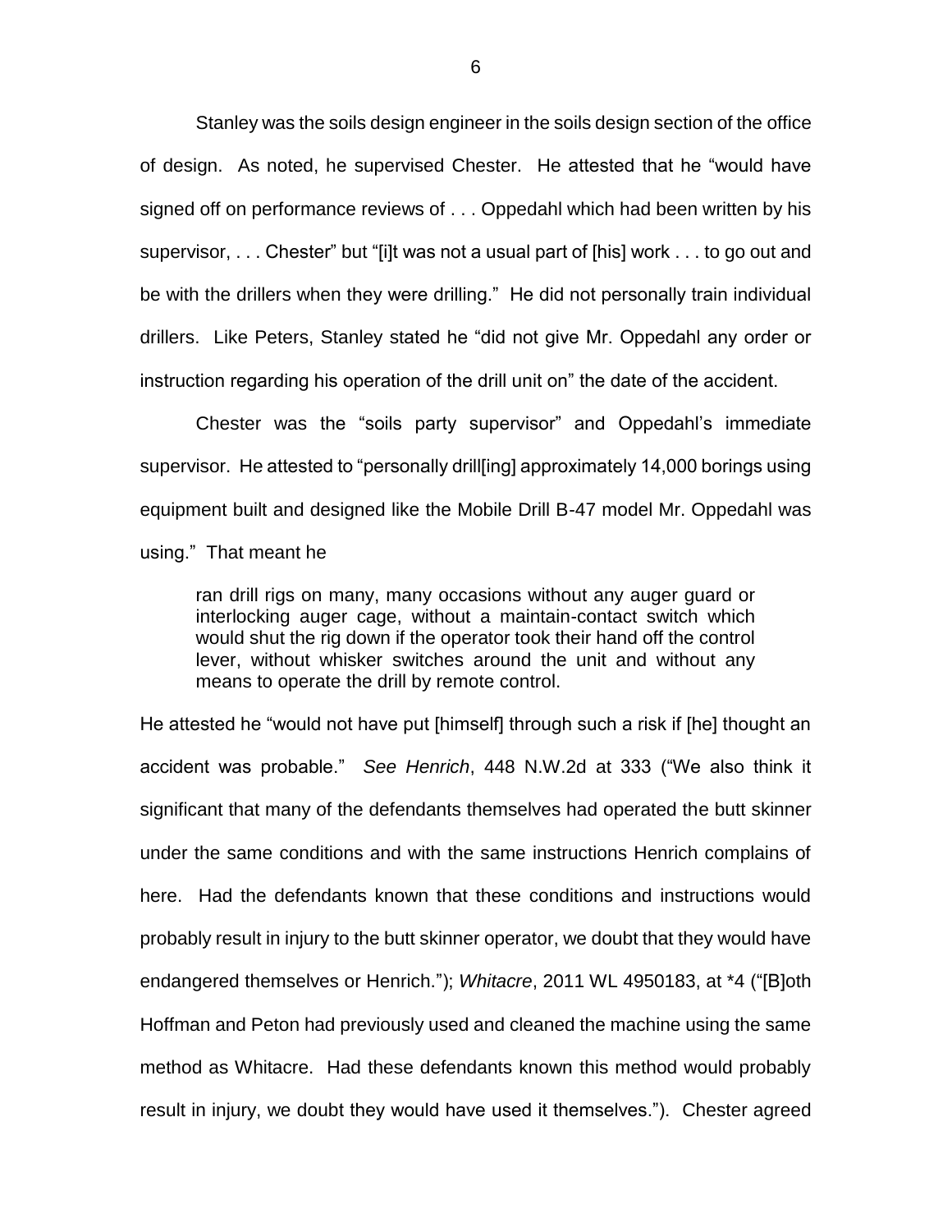Stanley was the soils design engineer in the soils design section of the office of design. As noted, he supervised Chester. He attested that he "would have signed off on performance reviews of . . . Oppedahl which had been written by his supervisor, . . . Chester" but "[i]t was not a usual part of [his] work . . . to go out and be with the drillers when they were drilling." He did not personally train individual drillers. Like Peters, Stanley stated he "did not give Mr. Oppedahl any order or instruction regarding his operation of the drill unit on" the date of the accident.

Chester was the "soils party supervisor" and Oppedahl's immediate supervisor. He attested to "personally drill[ing] approximately 14,000 borings using equipment built and designed like the Mobile Drill B-47 model Mr. Oppedahl was using." That meant he

> ran drill rigs on many, many occasions without any auger guard or interlocking auger cage, without a maintain-contact switch which would shut the rig down if the operator took their hand off the control lever, without whisker switches around the unit and without any means to operate the drill by remote control.

He attested he "would not have put [himself] through such a risk if [he] thought an accident was probable." *See Henrich*, 448 N.W.2d at 333 ("We also think it significant that many of the defendants themselves had operated the butt skinner under the same conditions and with the same instructions Henrich complains of here. Had the defendants known that these conditions and instructions would probably result in injury to the butt skinner operator, we doubt that they would have endangered themselves or Henrich."); *Whitacre*, 2011 WL 4950183, at \*4 ("[B]oth Hoffman and Peton had previously used and cleaned the machine using the same method as Whitacre. Had these defendants known this method would probably result in injury, we doubt they would have used it themselves."). Chester agreed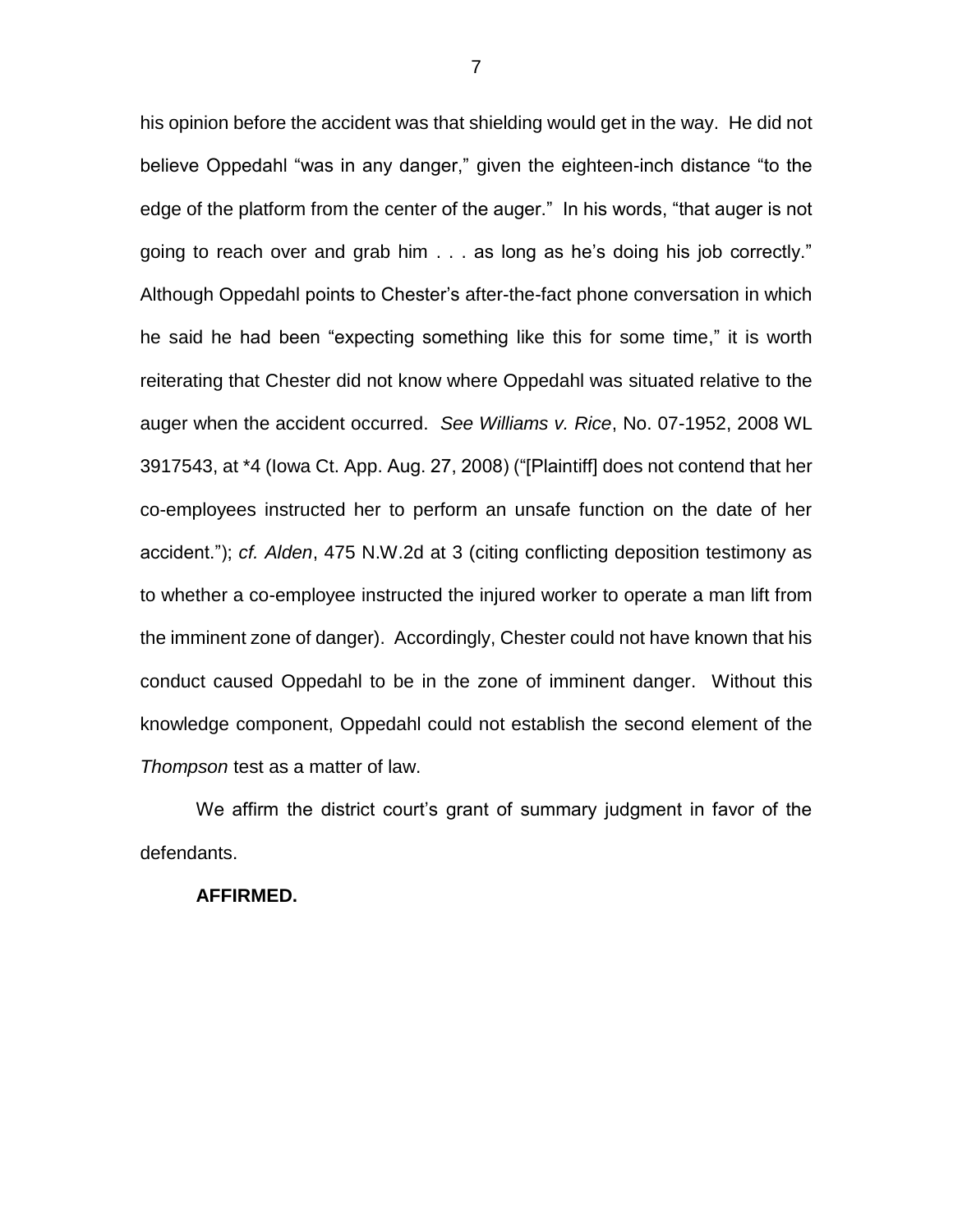his opinion before the accident was that shielding would get in the way. He did not believe Oppedahl "was in any danger," given the eighteen-inch distance "to the edge of the platform from the center of the auger." In his words, "that auger is not going to reach over and grab him . . . as long as he's doing his job correctly." Although Oppedahl points to Chester's after-the-fact phone conversation in which he said he had been "expecting something like this for some time," it is worth reiterating that Chester did not know where Oppedahl was situated relative to the auger when the accident occurred. *See Williams v. Rice*, No. 07-1952, 2008 WL 3917543, at *4 (Iowa Ct. App. Aug. 27, 2008) ("[Plaintiff] does not contend that her co-employees instructed her to perform an unsafe function on the date of her accident."); *cf. Alden*, 475 N.W.2d at 3 (citing conflicting deposition testimony as to whether a co-employee instructed the injured worker to operate a man lift from the imminent zone of danger). Accordingly, Chester could not have known that his conduct caused Oppedahl to be in the zone of imminent danger. Without this knowledge component, Oppedahl could not establish the second element of the *Thompson* test as a matter of law.

We affirm the district court's grant of summary judgment in favor of the defendants.

**AFFIRMED.**